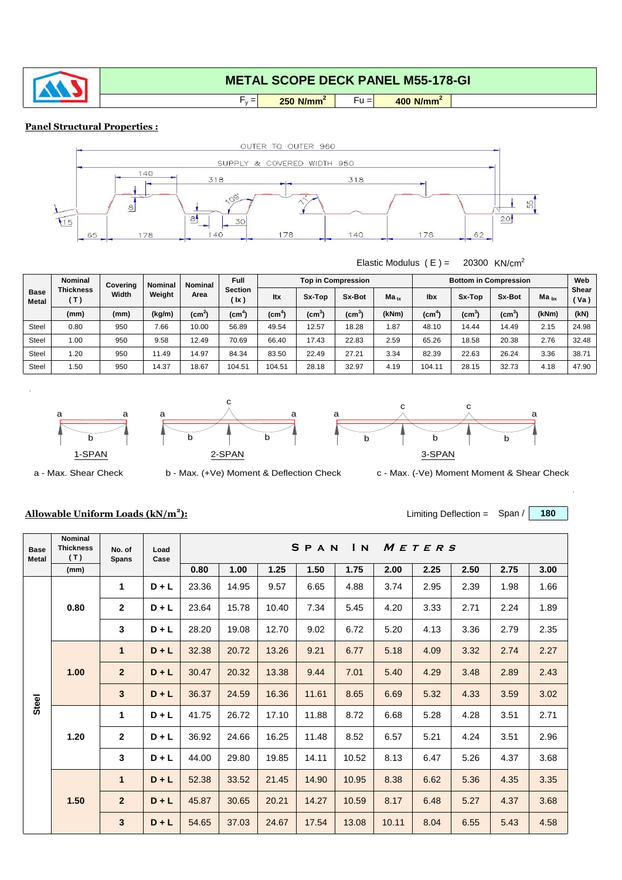# METAL SCOPE DECK PANEL M55-178-GI

$F_y$ = **250 N/mm²** Fu = **400 N/mm²**

**Panel Structural Properties :**

OUTER TO OUTER 960

SUPPLY & COVERED WIDTH 950

140 318 318 109° 71° 8 8 30 55 20 15 65 178 140 178 140 178 62

Elastic Modulus ( E ) = 20300 KN/cm²

| Base Metal | Nominal Thickness ( T ) | Covering Width | Nominal Weight | Nominal Area | Full Section ( Ix ) | Top in Compression | | | | Bottom in Compression | | | | Web Shear ( Va ) |
|---|---|---|---|---|---|---|---|---|---|---|---|---|---|---|
| | | | | | | Itx | Sx-Top | Sx-Bot | $Ma_{tx}$ | Ibx | Sx-Top | Sx-Bot | $Ma_{bx}$ | |
| | (mm) | (mm) | (kg/m) | (cm²) | (cm⁴) | (cm⁴) | (cm³) | (cm³) | (kNm) | (cm⁴) | (cm³) | (cm³) | (kNm) | (kN) |
| Steel | 0.80 | 950 | 7.66 | 10.00 | 56.89 | 49.54 | 12.57 | 18.28 | 1.87 | 48.10 | 14.44 | 14.49 | 2.15 | 24.98 |
| Steel | 1.00 | 950 | 9.58 | 12.49 | 70.69 | 66.40 | 17.43 | 22.83 | 2.59 | 65.26 | 18.58 | 20.38 | 2.76 | 32.48 |
| Steel | 1.20 | 950 | 11.49 | 14.97 | 84.34 | 83.50 | 22.49 | 27.21 | 3.34 | 82.39 | 22.63 | 26.24 | 3.36 | 38.71 |
| Steel | 1.50 | 950 | 14.37 | 18.67 | 104.51 | 104.51 | 28.18 | 32.97 | 4.19 | 104.11 | 28.15 | 32.73 | 4.18 | 47.90 |

1-SPAN 2-SPAN 3-SPAN

a - Max. Shear Check b - Max. (+Ve) Moment & Deflection Check c - Max. (-Ve) Moment Moment & Shear Check

**Allowable Uniform Loads (kN/m²):**

Limiting Deflection = Span / **180**

| Base Metal | Nominal Thickness ( T ) | No. of Spans | Load Case | SPAN IN METERS | | | | | | | | | |
|---|---|---|---|---|---|---|---|---|---|---|---|---|---|
| | (mm) | | | 0.80 | 1.00 | 1.25 | 1.50 | 1.75 | 2.00 | 2.25 | 2.50 | 2.75 | 3.00 |
| Steel | 0.80 | 1 | D + L | 23.36 | 14.95 | 9.57 | 6.65 | 4.88 | 3.74 | 2.95 | 2.39 | 1.98 | 1.66 |
| | | 2 | D + L | 23.64 | 15.78 | 10.40 | 7.34 | 5.45 | 4.20 | 3.33 | 2.71 | 2.24 | 1.89 |
| | | 3 | D + L | 28.20 | 19.08 | 12.70 | 9.02 | 6.72 | 5.20 | 4.13 | 3.36 | 2.79 | 2.35 |
| | 1.00 | 1 | D + L | 32.38 | 20.72 | 13.26 | 9.21 | 6.77 | 5.18 | 4.09 | 3.32 | 2.74 | 2.27 |
| | | 2 | D + L | 30.47 | 20.32 | 13.38 | 9.44 | 7.01 | 5.40 | 4.29 | 3.48 | 2.89 | 2.43 |
| | | 3 | D + L | 36.37 | 24.59 | 16.36 | 11.61 | 8.65 | 6.69 | 5.32 | 4.33 | 3.59 | 3.02 |
| | 1.20 | 1 | D + L | 41.75 | 26.72 | 17.10 | 11.88 | 8.72 | 6.68 | 5.28 | 4.28 | 3.51 | 2.71 |
| | | 2 | D + L | 36.92 | 24.66 | 16.25 | 11.48 | 8.52 | 6.57 | 5.21 | 4.24 | 3.51 | 2.96 |
| | | 3 | D + L | 44.00 | 29.80 | 19.85 | 14.11 | 10.52 | 8.13 | 6.47 | 5.26 | 4.37 | 3.68 |
| | 1.50 | 1 | D + L | 52.38 | 33.52 | 21.45 | 14.90 | 10.95 | 8.38 | 6.62 | 5.36 | 4.35 | 3.35 |
| | | 2 | D + L | 45.87 | 30.65 | 20.21 | 14.27 | 10.59 | 8.17 | 6.48 | 5.27 | 4.37 | 3.68 |
| | | 3 | D + L | 54.65 | 37.03 | 24.67 | 17.54 | 13.08 | 10.11 | 8.04 | 6.55 | 5.43 | 4.58 |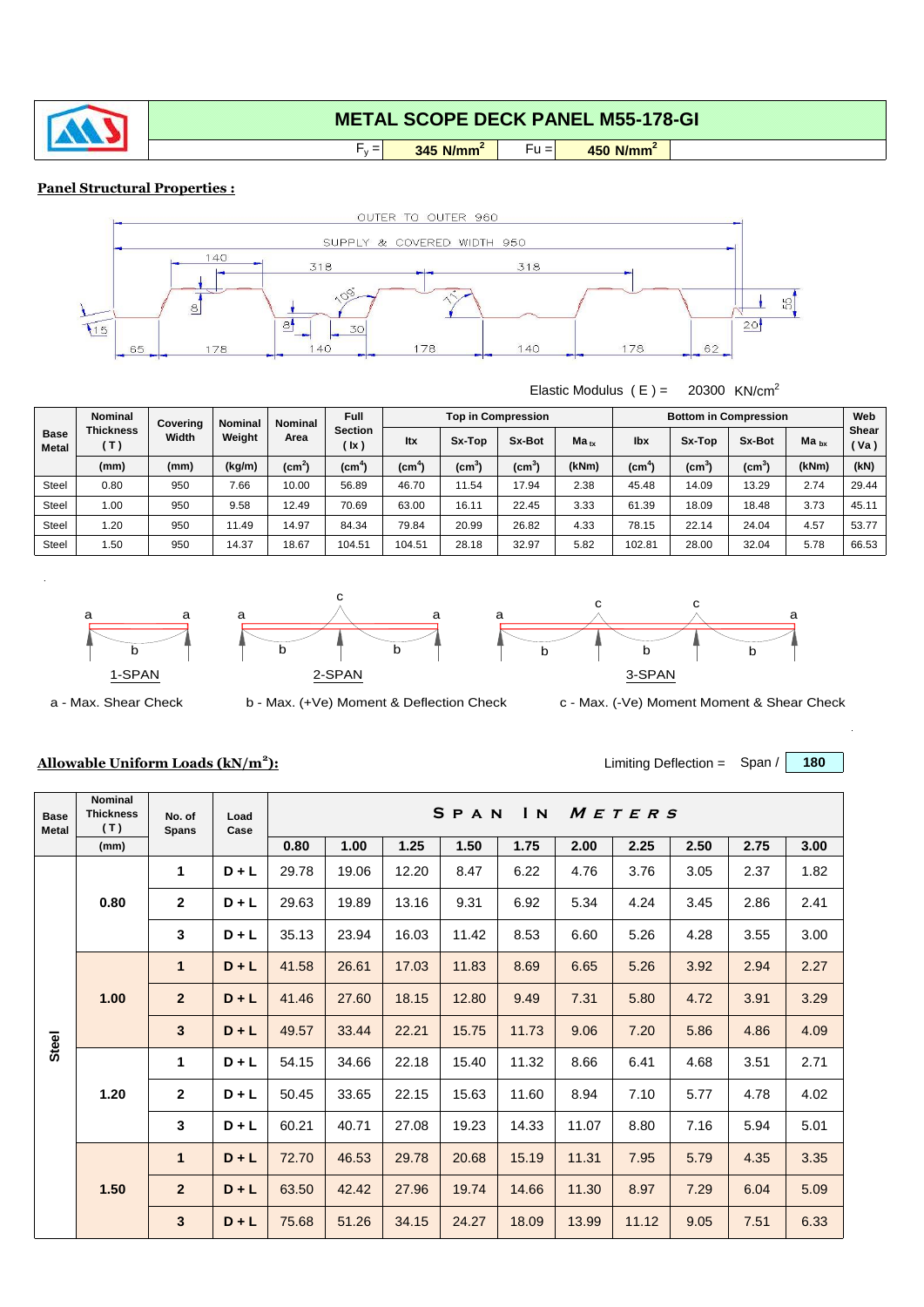# METAL SCOPE DECK PANEL M55-178-GI

$F_y$ = **345 N/mm²** Fu = **450 N/mm²**

**Panel Structural Properties :**

OUTER TO OUTER 960

SUPPLY & COVERED WIDTH 950

140 318 318 8 109° 71° 55 15 8 30 20 65 178 140 178 140 178 62

Elastic Modulus ( E ) = 20300 KN/cm²

| Base Metal | Nominal Thickness ( T ) | Covering Width | Nominal Weight | Nominal Area | Full Section ( Ix ) | Top in Compression | | | | Bottom in Compression | | | | Web Shear ( Va ) |
|---|---|---|---|---|---|---|---|---|---|---|---|---|---|---|
| | | | | | | Itx | Sx-Top | Sx-Bot | $Ma_{tx}$ | Ibx | Sx-Top | Sx-Bot | $Ma_{bx}$ | |
| | (mm) | (mm) | (kg/m) | (cm²) | (cm⁴) | (cm⁴) | (cm³) | (cm³) | (kNm) | (cm⁴) | (cm³) | (cm³) | (kNm) | (kN) |
| Steel | 0.80 | 950 | 7.66 | 10.00 | 56.89 | 46.70 | 11.54 | 17.94 | 2.38 | 45.48 | 14.09 | 13.29 | 2.74 | 29.44 |
| Steel | 1.00 | 950 | 9.58 | 12.49 | 70.69 | 63.00 | 16.11 | 22.45 | 3.33 | 61.39 | 18.09 | 18.48 | 3.73 | 45.11 |
| Steel | 1.20 | 950 | 11.49 | 14.97 | 84.34 | 79.84 | 20.99 | 26.82 | 4.33 | 78.15 | 22.14 | 24.04 | 4.57 | 53.77 |
| Steel | 1.50 | 950 | 14.37 | 18.67 | 104.51 | 104.51 | 28.18 | 32.97 | 5.82 | 102.81 | 28.00 | 32.04 | 5.78 | 66.53 |

1-SPAN 2-SPAN 3-SPAN

a - Max. Shear Check b - Max. (+Ve) Moment & Deflection Check c - Max. (-Ve) Moment Moment & Shear Check

**Allowable Uniform Loads (kN/m²):**

Limiting Deflection = Span / **180**

| Base Metal | Nominal Thickness ( T ) (mm) | No. of Spans | Load Case | 0.80 | 1.00 | 1.25 | 1.50 | 1.75 | 2.00 | 2.25 | 2.50 | 2.75 | 3.00 |
|---|---|---|---|---|---|---|---|---|---|---|---|---|---|
| | | | | **SPAN IN METERS** | | | | | | | | | |
| Steel | 0.80 | 1 | D + L | 29.78 | 19.06 | 12.20 | 8.47 | 6.22 | 4.76 | 3.76 | 3.05 | 2.37 | 1.82 |
| | | 2 | D + L | 29.63 | 19.89 | 13.16 | 9.31 | 6.92 | 5.34 | 4.24 | 3.45 | 2.86 | 2.41 |
| | | 3 | D + L | 35.13 | 23.94 | 16.03 | 11.42 | 8.53 | 6.60 | 5.26 | 4.28 | 3.55 | 3.00 |
| | 1.00 | 1 | D + L | 41.58 | 26.61 | 17.03 | 11.83 | 8.69 | 6.65 | 5.26 | 3.92 | 2.94 | 2.27 |
| | | 2 | D + L | 41.46 | 27.60 | 18.15 | 12.80 | 9.49 | 7.31 | 5.80 | 4.72 | 3.91 | 3.29 |
| | | 3 | D + L | 49.57 | 33.44 | 22.21 | 15.75 | 11.73 | 9.06 | 7.20 | 5.86 | 4.86 | 4.09 |
| | 1.20 | 1 | D + L | 54.15 | 34.66 | 22.18 | 15.40 | 11.32 | 8.66 | 6.41 | 4.68 | 3.51 | 2.71 |
| | | 2 | D + L | 50.45 | 33.65 | 22.15 | 15.63 | 11.60 | 8.94 | 7.10 | 5.77 | 4.78 | 4.02 |
| | | 3 | D + L | 60.21 | 40.71 | 27.08 | 19.23 | 14.33 | 11.07 | 8.80 | 7.16 | 5.94 | 5.01 |
| | 1.50 | 1 | D + L | 72.70 | 46.53 | 29.78 | 20.68 | 15.19 | 11.31 | 7.95 | 5.79 | 4.35 | 3.35 |
| | | 2 | D + L | 63.50 | 42.42 | 27.96 | 19.74 | 14.66 | 11.30 | 8.97 | 7.29 | 6.04 | 5.09 |
| | | 3 | D + L | 75.68 | 51.26 | 34.15 | 24.27 | 18.09 | 13.99 | 11.12 | 9.05 | 7.51 | 6.33 |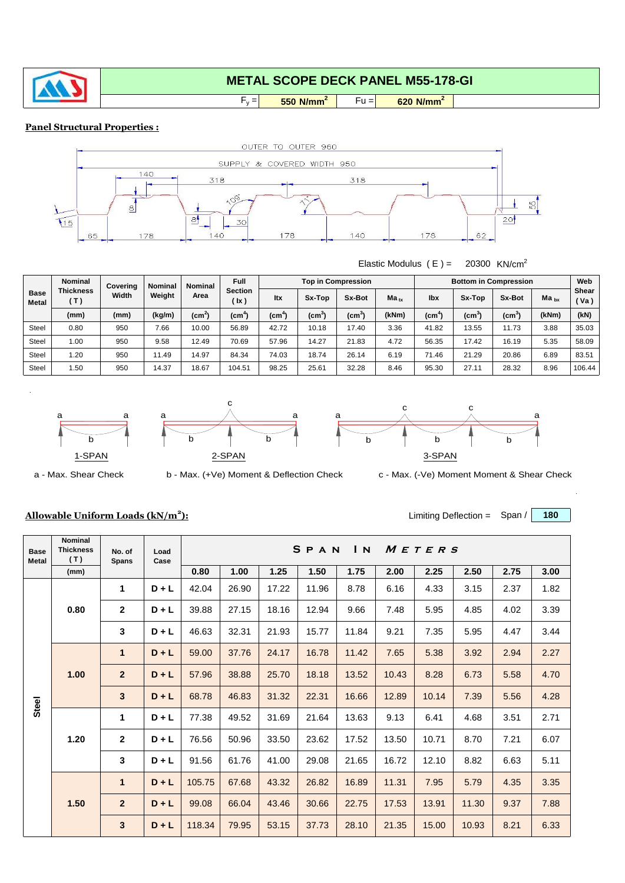# METAL SCOPE DECK PANEL M55-178-GI

$F_y$ = **550 N/mm²** Fu = **620 N/mm²**

**Panel Structural Properties :**

OUTER TO OUTER 960

SUPPLY & COVERED WIDTH 950

140 318 318

8 109° 71° 55

15 8 30 20

65 178 140 178 140 178 62

Elastic Modulus ( E ) = 20300 KN/cm²

| Base Metal | Nominal Thickness ( T ) | Covering Width | Nominal Weight | Nominal Area | Full Section ( Ix ) | Top in Compression | | | | Bottom in Compression | | | | Web Shear ( Va ) |
|---|---|---|---|---|---|---|---|---|---|---|---|---|---|---|
| | | | | | | Itx | Sx-Top | Sx-Bot | $Ma_{tx}$ | Ibx | Sx-Top | Sx-Bot | $Ma_{bx}$ | |
| | (mm) | (mm) | (kg/m) | (cm²) | (cm⁴) | (cm⁴) | (cm³) | (cm³) | (kNm) | (cm⁴) | (cm³) | (cm³) | (kNm) | (kN) |
| Steel | 0.80 | 950 | 7.66 | 10.00 | 56.89 | 42.72 | 10.18 | 17.40 | 3.36 | 41.82 | 13.55 | 11.73 | 3.88 | 35.03 |
| Steel | 1.00 | 950 | 9.58 | 12.49 | 70.69 | 57.96 | 14.27 | 21.83 | 4.72 | 56.35 | 17.42 | 16.19 | 5.35 | 58.09 |
| Steel | 1.20 | 950 | 11.49 | 14.97 | 84.34 | 74.03 | 18.74 | 26.14 | 6.19 | 71.46 | 21.29 | 20.86 | 6.89 | 83.51 |
| Steel | 1.50 | 950 | 14.37 | 18.67 | 104.51 | 98.25 | 25.61 | 32.28 | 8.46 | 95.30 | 27.11 | 28.32 | 8.96 | 106.44 |

1-SPAN 2-SPAN 3-SPAN

a - Max. Shear Check b - Max. (+Ve) Moment & Deflection Check c - Max. (-Ve) Moment Moment & Shear Check

**Allowable Uniform Loads (kN/m²):**

Limiting Deflection = Span / 180

| Base Metal | Nominal Thickness ( T ) | No. of Spans | Load Case | SPAN IN METERS | | | | | | | | | |
|---|---|---|---|---|---|---|---|---|---|---|---|---|---|
| | (mm) | | | 0.80 | 1.00 | 1.25 | 1.50 | 1.75 | 2.00 | 2.25 | 2.50 | 2.75 | 3.00 |
| Steel | 0.80 | 1 | D + L | 42.04 | 26.90 | 17.22 | 11.96 | 8.78 | 6.16 | 4.33 | 3.15 | 2.37 | 1.82 |
| | | 2 | D + L | 39.88 | 27.15 | 18.16 | 12.94 | 9.66 | 7.48 | 5.95 | 4.85 | 4.02 | 3.39 |
| | | 3 | D + L | 46.63 | 32.31 | 21.93 | 15.77 | 11.84 | 9.21 | 7.35 | 5.95 | 4.47 | 3.44 |
| | 1.00 | 1 | D + L | 59.00 | 37.76 | 24.17 | 16.78 | 11.42 | 7.65 | 5.38 | 3.92 | 2.94 | 2.27 |
| | | 2 | D + L | 57.96 | 38.88 | 25.70 | 18.18 | 13.52 | 10.43 | 8.28 | 6.73 | 5.58 | 4.70 |
| | | 3 | D + L | 68.78 | 46.83 | 31.32 | 22.31 | 16.66 | 12.89 | 10.14 | 7.39 | 5.56 | 4.28 |
| | 1.20 | 1 | D + L | 77.38 | 49.52 | 31.69 | 21.64 | 13.63 | 9.13 | 6.41 | 4.68 | 3.51 | 2.71 |
| | | 2 | D + L | 76.56 | 50.96 | 33.50 | 23.62 | 17.52 | 13.50 | 10.71 | 8.70 | 7.21 | 6.07 |
| | | 3 | D + L | 91.56 | 61.76 | 41.00 | 29.08 | 21.65 | 16.72 | 12.10 | 8.82 | 6.63 | 5.11 |
| | 1.50 | 1 | D + L | 105.75 | 67.68 | 43.32 | 26.82 | 16.89 | 11.31 | 7.95 | 5.79 | 4.35 | 3.35 |
| | | 2 | D + L | 99.08 | 66.04 | 43.46 | 30.66 | 22.75 | 17.53 | 13.91 | 11.30 | 9.37 | 7.88 |
| | | 3 | D + L | 118.34 | 79.95 | 53.15 | 37.73 | 28.10 | 21.35 | 15.00 | 10.93 | 8.21 | 6.33 |